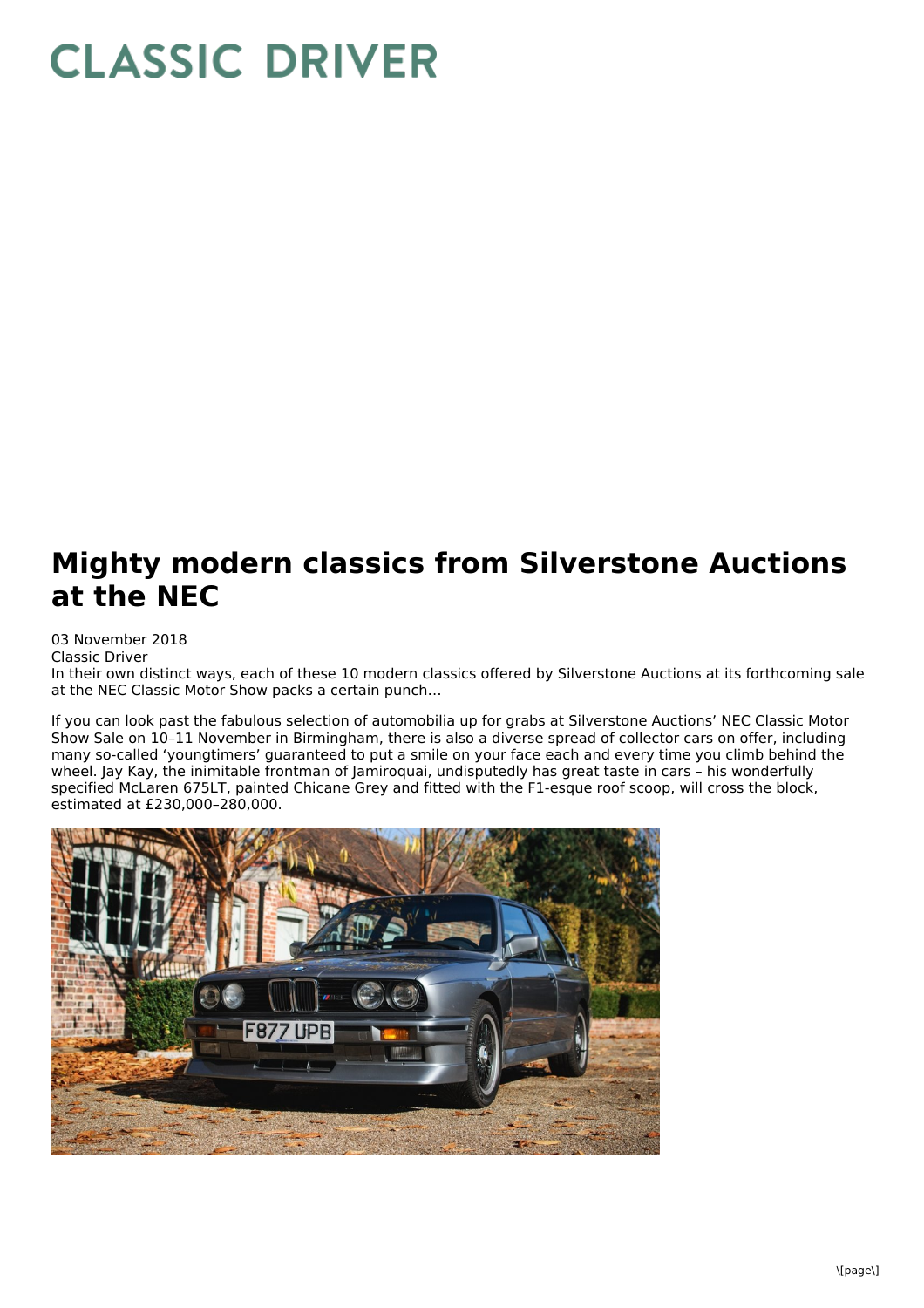# CLASSIC DRIVER

## Mighty modern classics from Silverstone Auctions at the NEC

03 November 2018
Classic Driver
In their own distinct ways, each of these 10 modern classics offered by Silverstone Auctions at its forthcoming sale at the NEC Classic Motor Show packs a certain punch…

If you can look past the fabulous selection of automobilia up for grabs at Silverstone Auctions' NEC Classic Motor Show Sale on 10–11 November in Birmingham, there is also a diverse spread of collector cars on offer, including many so-called 'youngtimers' guaranteed to put a smile on your face each and every time you climb behind the wheel. Jay Kay, the inimitable frontman of Jamiroquai, undisputedly has great taste in cars – his wonderfully specified McLaren 675LT, painted Chicane Grey and fitted with the F1-esque roof scoop, will cross the block, estimated at £230,000–280,000.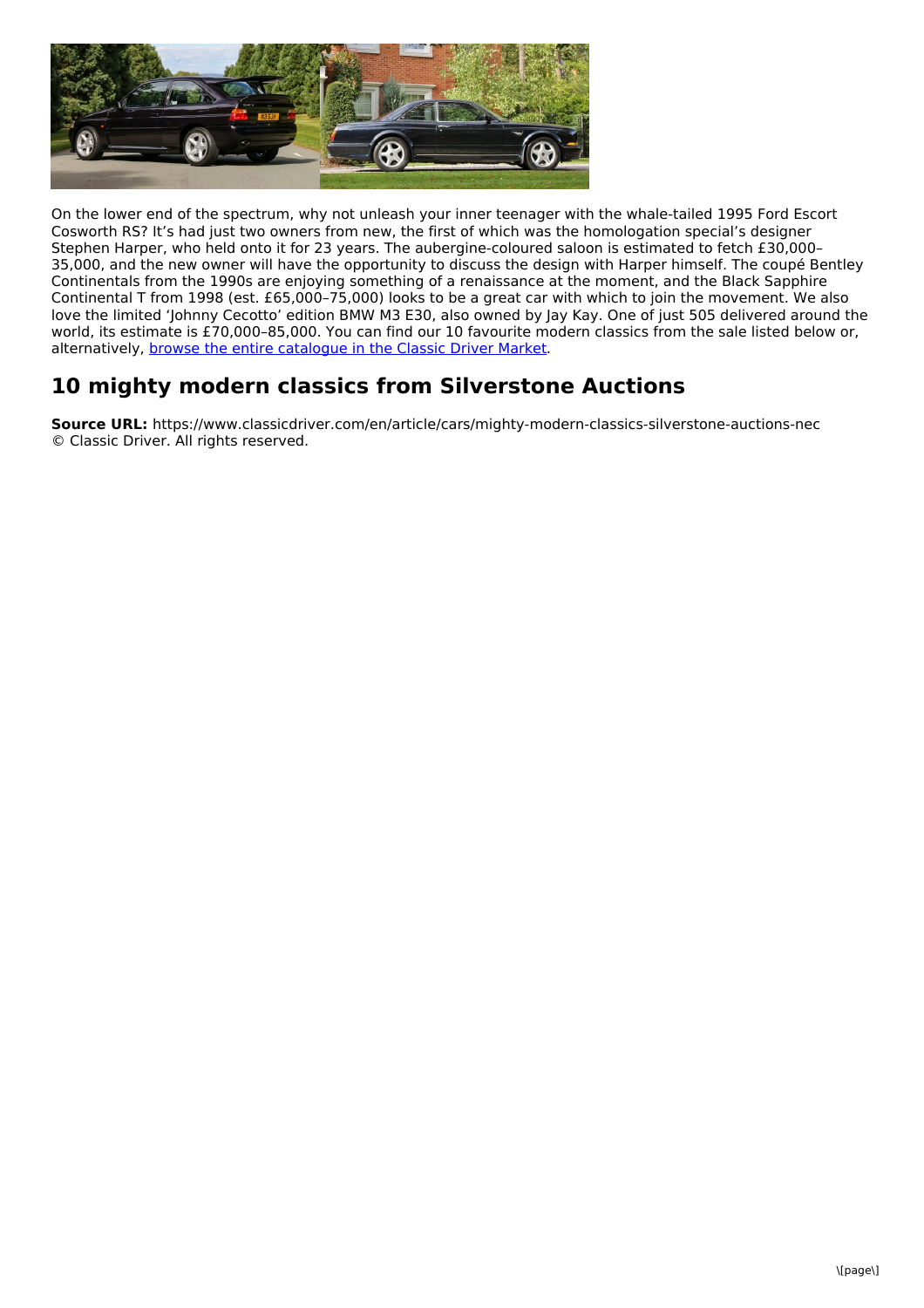On the lower end of the spectrum, why not unleash your inner teenager with the whale-tailed 1995 Ford Escort Cosworth RS? It's had just two owners from new, the first of which was the homologation special's designer Stephen Harper, who held onto it for 23 years. The aubergine-coloured saloon is estimated to fetch £30,000–35,000, and the new owner will have the opportunity to discuss the design with Harper himself. The coupé Bentley Continentals from the 1990s are enjoying something of a renaissance at the moment, and the Black Sapphire Continental T from 1998 (est. £65,000–75,000) looks to be a great car with which to join the movement. We also love the limited 'Johnny Cecotto' edition BMW M3 E30, also owned by Jay Kay. One of just 505 delivered around the world, its estimate is £70,000–85,000. You can find our 10 favourite modern classics from the sale listed below or, alternatively, [browse the entire catalogue in the Classic Driver Market](#).

## 10 mighty modern classics from Silverstone Auctions

**Source URL:** https://www.classicdriver.com/en/article/cars/mighty-modern-classics-silverstone-auctions-nec
© Classic Driver. All rights reserved.